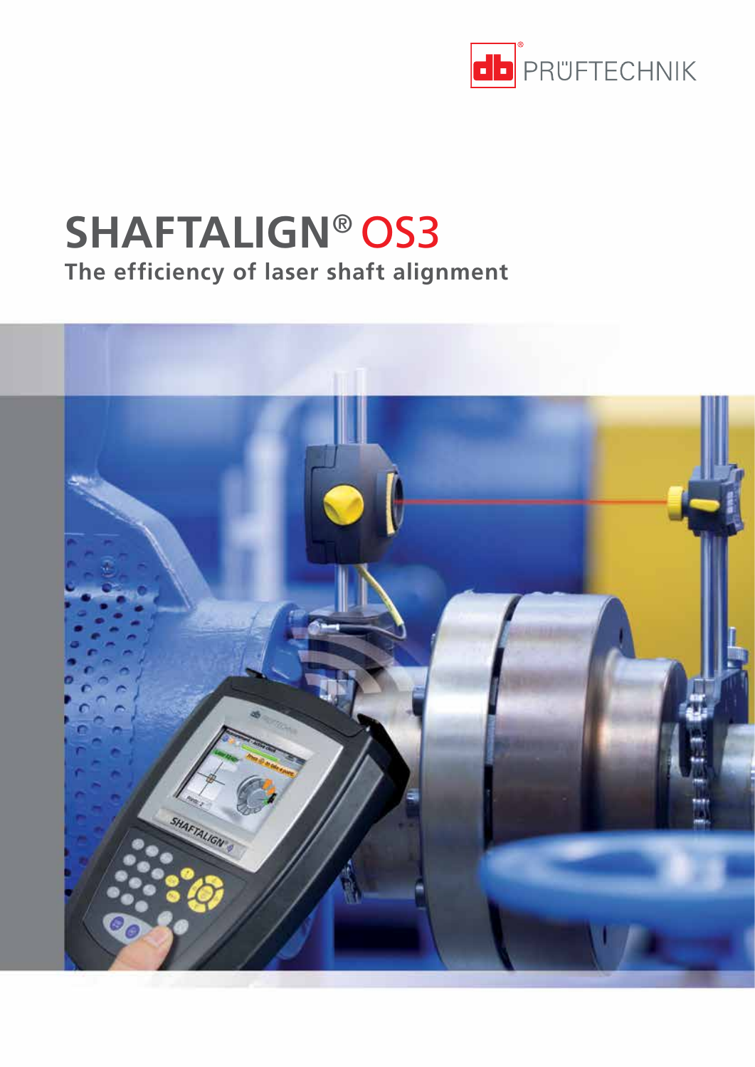PRÜFTECHNIK

# SHAFTALIGN® OS3

## The efficiency of laser shaft alignment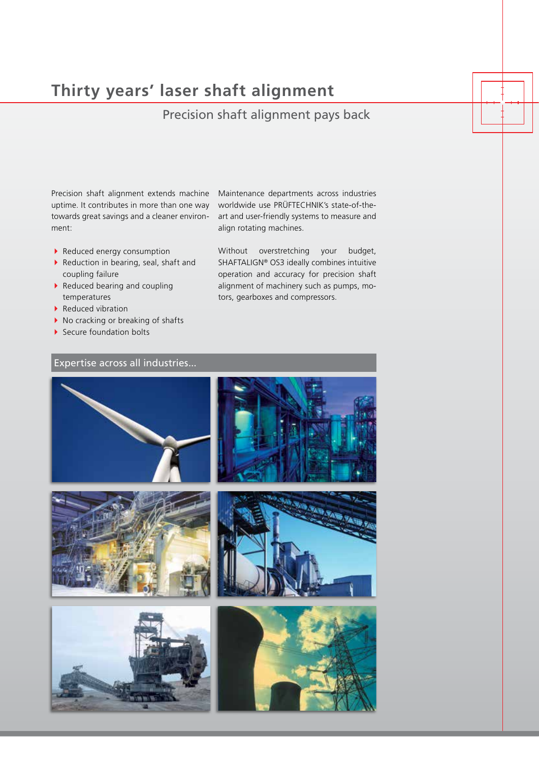# Thirty years' laser shaft alignment

## Precision shaft alignment pays back

Precision shaft alignment extends machine uptime. It contributes in more than one way towards great savings and a cleaner environment:

- Reduced energy consumption
- Reduction in bearing, seal, shaft and coupling failure
- Reduced bearing and coupling temperatures
- Reduced vibration
- No cracking or breaking of shafts
- Secure foundation bolts

Maintenance departments across industries worldwide use PRÜFTECHNIK's state-of-the-art and user-friendly systems to measure and align rotating machines.

Without overstretching your budget, SHAFTALIGN® OS3 ideally combines intuitive operation and accuracy for precision shaft alignment of machinery such as pumps, motors, gearboxes and compressors.

### Expertise across all industries...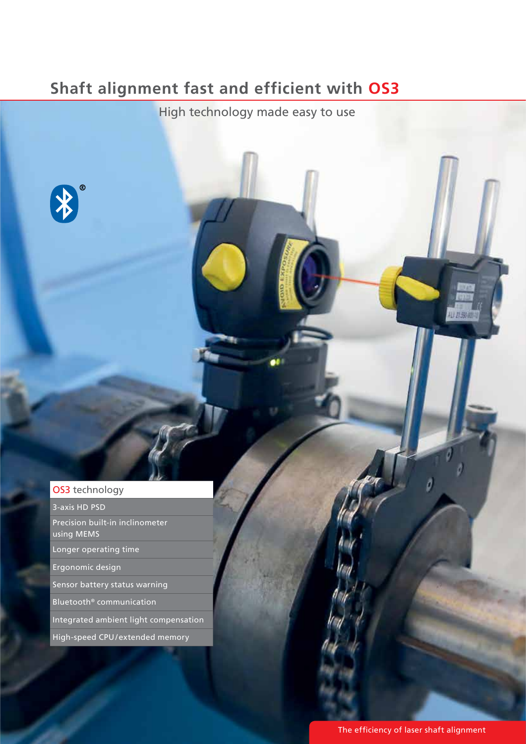# Shaft alignment fast and efficient with OS3

High technology made easy to use

## OS3 technology

- 3-axis HD PSD
- Precision built-in inclinometer using MEMS
- Longer operating time
- Ergonomic design
- Sensor battery status warning
- Bluetooth® communication
- Integrated ambient light compensation
- High-speed CPU/extended memory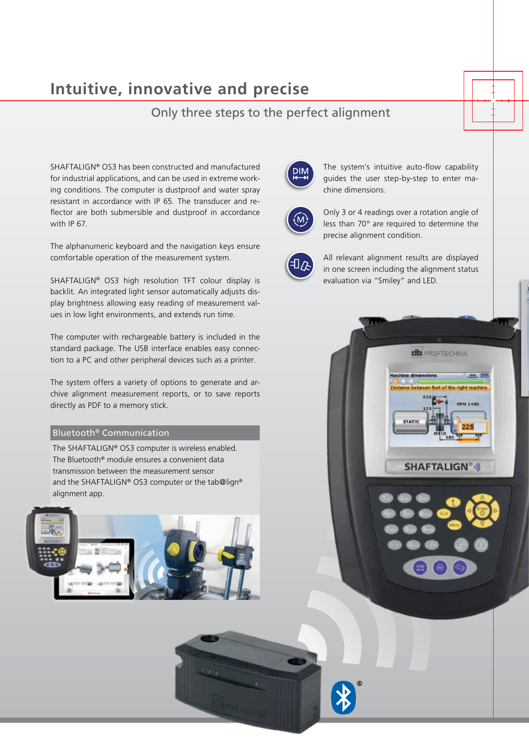# Intuitive, innovative and precise

## Only three steps to the perfect alignment

SHAFTALIGN® OS3 has been constructed and manufactured for industrial applications, and can be used in extreme working conditions. The computer is dustproof and water spray resistant in accordance with IP 65. The transducer and reflector are both submersible and dustproof in accordance with IP 67.

The alphanumeric keyboard and the navigation keys ensure comfortable operation of the measurement system.

SHAFTALIGN® OS3 high resolution TFT colour display is backlit. An integrated light sensor automatically adjusts display brightness allowing easy reading of measurement values in low light environments, and extends run time.

The computer with rechargeable battery is included in the standard package. The USB interface enables easy connection to a PC and other peripheral devices such as a printer.

The system offers a variety of options to generate and archive alignment measurement reports, or to save reports directly as PDF to a memory stick.

### Bluetooth® Communication

The SHAFTALIGN® OS3 computer is wireless enabled. The Bluetooth® module ensures a convenient data transmission between the measurement sensor and the SHAFTALIGN® OS3 computer or the tab@lign® alignment app.

The system's intuitive auto-flow capability guides the user step-by-step to enter machine dimensions.

Only 3 or 4 readings over a rotation angle of less than 70° are required to determine the precise alignment condition.

All relevant alignment results are displayed in one screen including the alignment status evaluation via "Smiley" and LED.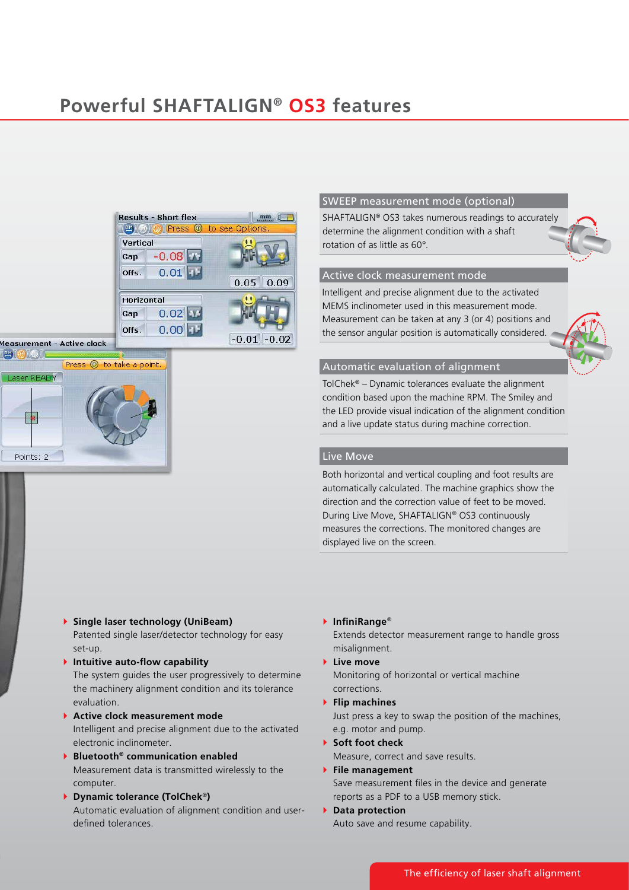# Powerful SHAFTALIGN® OS3 features

## SWEEP measurement mode (optional)

SHAFTALIGN® OS3 takes numerous readings to accurately determine the alignment condition with a shaft rotation of as little as 60°.

## Active clock measurement mode

Intelligent and precise alignment due to the activated MEMS inclinometer used in this measurement mode. Measurement can be taken at any 3 (or 4) positions and the sensor angular position is automatically considered.

## Automatic evaluation of alignment

TolChek® – Dynamic tolerances evaluate the alignment condition based upon the machine RPM. The Smiley and the LED provide visual indication of the alignment condition and a live update status during machine correction.

## Live Move

Both horizontal and vertical coupling and foot results are automatically calculated. The machine graphics show the direction and the correction value of feet to be moved. During Live Move, SHAFTALIGN® OS3 continuously measures the corrections. The monitored changes are displayed live on the screen.

- **Single laser technology (UniBeam)**
  Patented single laser/detector technology for easy set-up.
- **Intuitive auto-flow capability**
  The system guides the user progressively to determine the machinery alignment condition and its tolerance evaluation.
- **Active clock measurement mode**
  Intelligent and precise alignment due to the activated electronic inclinometer.
- **Bluetooth® communication enabled**
  Measurement data is transmitted wirelessly to the computer.
- **Dynamic tolerance (TolChek®)**
  Automatic evaluation of alignment condition and user-defined tolerances.
- **InfiniRange®**
  Extends detector measurement range to handle gross misalignment.
- **Live move**
  Monitoring of horizontal or vertical machine corrections.
- **Flip machines**
  Just press a key to swap the position of the machines, e.g. motor and pump.
- **Soft foot check**
  Measure, correct and save results.
- **File management**
  Save measurement files in the device and generate reports as a PDF to a USB memory stick.
- **Data protection**
  Auto save and resume capability.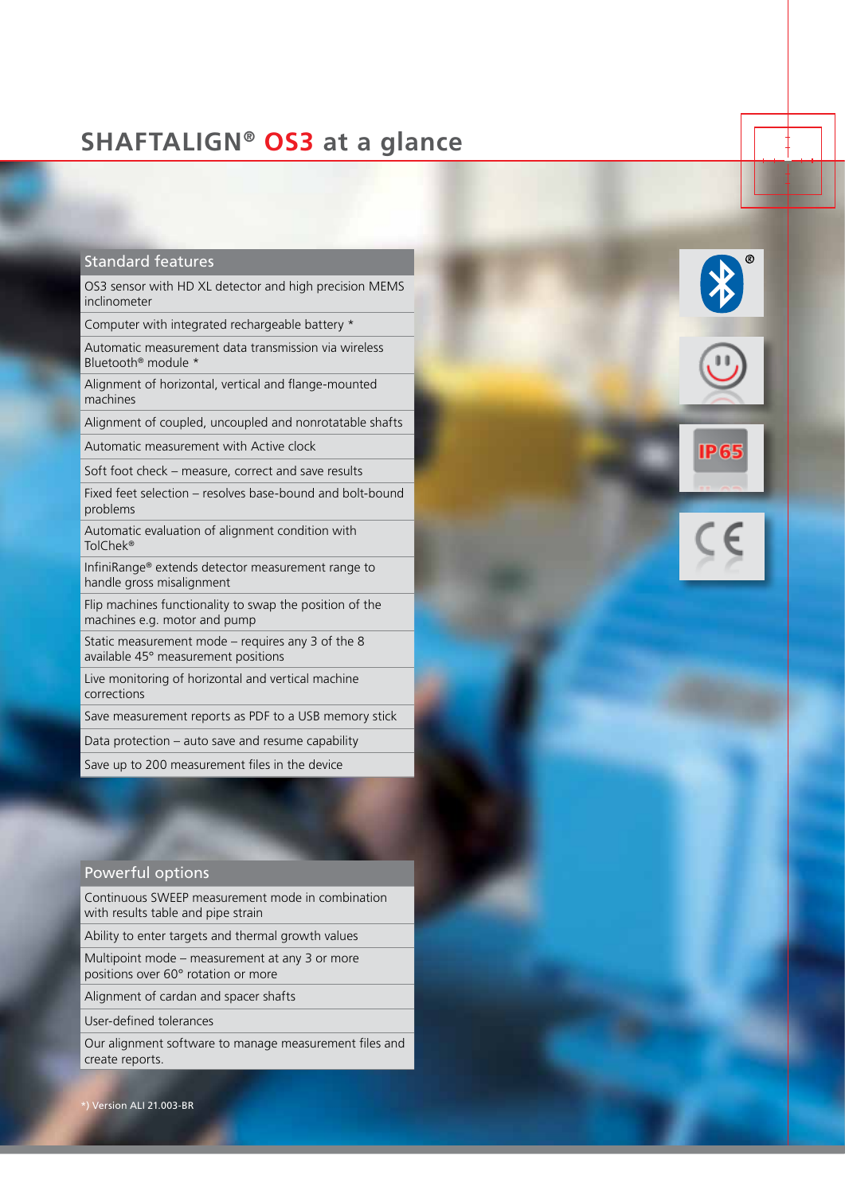# SHAFTALIGN® OS3 at a glance

## Standard features

- OS3 sensor with HD XL detector and high precision MEMS inclinometer
- Computer with integrated rechargeable battery *
- Automatic measurement data transmission via wireless Bluetooth® module *
- Alignment of horizontal, vertical and flange-mounted machines
- Alignment of coupled, uncoupled and nonrotatable shafts
- Automatic measurement with Active clock
- Soft foot check – measure, correct and save results
- Fixed feet selection – resolves base-bound and bolt-bound problems
- Automatic evaluation of alignment condition with TolChek®
- InfiniRange® extends detector measurement range to handle gross misalignment
- Flip machines functionality to swap the position of the machines e.g. motor and pump
- Static measurement mode – requires any 3 of the 8 available 45° measurement positions
- Live monitoring of horizontal and vertical machine corrections
- Save measurement reports as PDF to a USB memory stick
- Data protection – auto save and resume capability
- Save up to 200 measurement files in the device

## Powerful options

- Continuous SWEEP measurement mode in combination with results table and pipe strain
- Ability to enter targets and thermal growth values
- Multipoint mode – measurement at any 3 or more positions over 60° rotation or more
- Alignment of cardan and spacer shafts
- User-defined tolerances
- Our alignment software to manage measurement files and create reports.

*) Version ALI 21.003-BR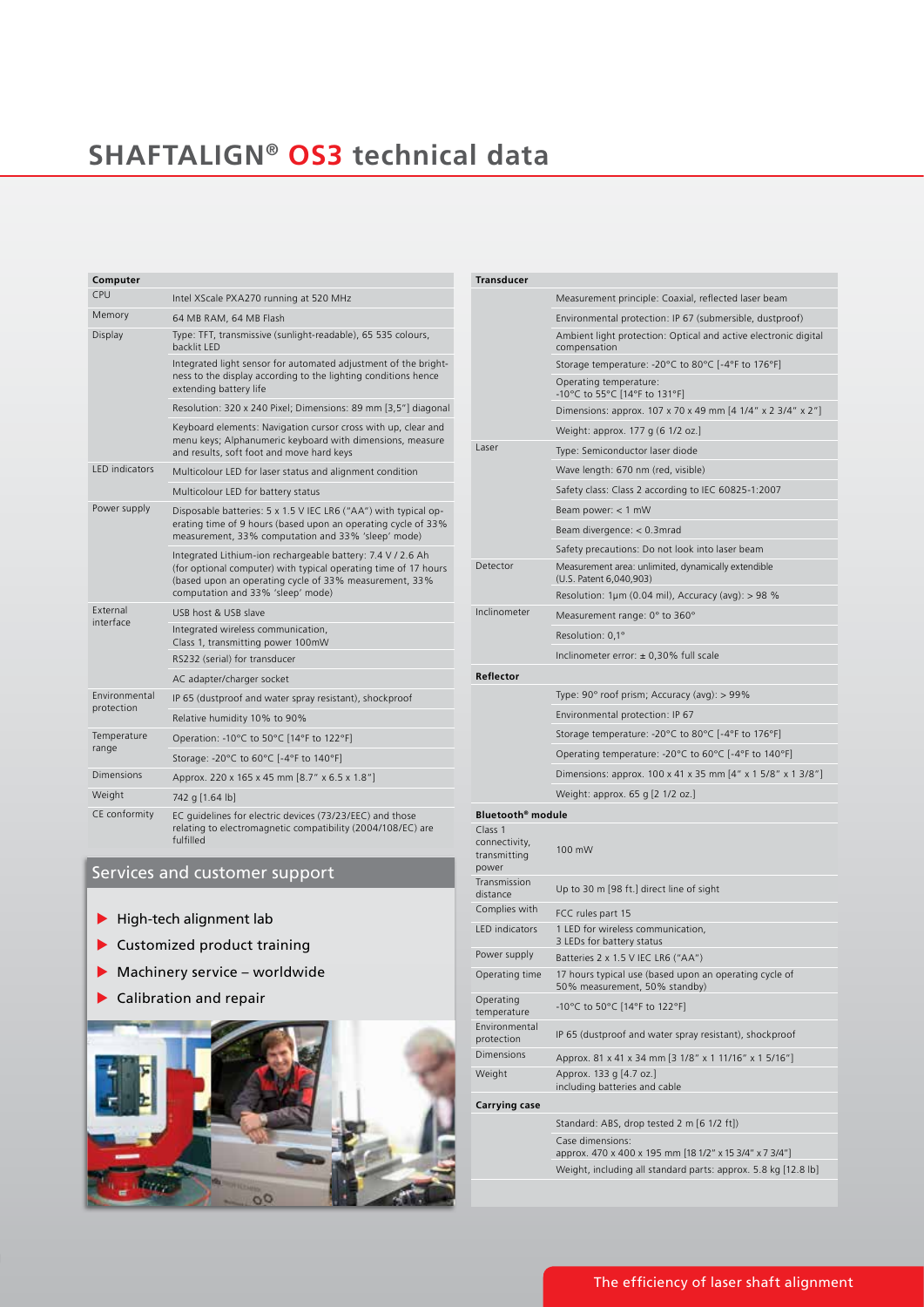# SHAFTALIGN® OS3 technical data

| Computer | |
|---|---|
| CPU | Intel XScale PXA270 running at 520 MHz |
| Memory | 64 MB RAM, 64 MB Flash |
| Display | Type: TFT, transmissive (sunlight-readable), 65 535 colours, backlit LED |
| | Integrated light sensor for automated adjustment of the brightness to the display according to the lighting conditions hence extending battery life |
| | Resolution: 320 x 240 Pixel; Dimensions: 89 mm [3,5"] diagonal |
| | Keyboard elements: Navigation cursor cross with up, clear and menu keys; Alphanumeric keyboard with dimensions, measure and results, soft foot and move hard keys |
| LED indicators | Multicolour LED for laser status and alignment condition |
| | Multicolour LED for battery status |
| Power supply | Disposable batteries: 5 x 1.5 V IEC LR6 ("AA") with typical operating time of 9 hours (based upon an operating cycle of 33% measurement, 33% computation and 33% 'sleep' mode) |
| | Integrated Lithium-ion rechargeable battery: 7.4 V / 2.6 Ah (for optional computer) with typical operating time of 17 hours (based upon an operating cycle of 33% measurement, 33% computation and 33% 'sleep' mode) |
| External interface | USB host & USB slave |
| | Integrated wireless communication, Class 1, transmitting power 100mW |
| | RS232 (serial) for transducer |
| | AC adapter/charger socket |
| Environmental protection | IP 65 (dustproof and water spray resistant), shockproof |
| | Relative humidity 10% to 90% |
| Temperature range | Operation: -10°C to 50°C [14°F to 122°F] |
| | Storage: -20°C to 60°C [-4°F to 140°F] |
| Dimensions | Approx. 220 x 165 x 45 mm [8.7" x 6.5 x 1.8"] |
| Weight | 742 g [1.64 lb] |
| CE conformity | EC guidelines for electric devices (73/23/EEC) and those relating to electromagnetic compatibility (2004/108/EC) are fulfilled |

## Services and customer support

- High-tech alignment lab
- Customized product training
- Machinery service – worldwide
- Calibration and repair

| Transducer | |
|---|---|
| | Measurement principle: Coaxial, reflected laser beam |
| | Environmental protection: IP 67 (submersible, dustproof) |
| | Ambient light protection: Optical and active electronic digital compensation |
| | Storage temperature: -20°C to 80°C [-4°F to 176°F] |
| | Operating temperature: -10°C to 55°C [14°F to 131°F] |
| | Dimensions: approx. 107 x 70 x 49 mm [4 1/4" x 2 3/4" x 2"] |
| | Weight: approx. 177 g (6 1/2 oz.] |
| Laser | Type: Semiconductor laser diode |
| | Wave length: 670 nm (red, visible) |
| | Safety class: Class 2 according to IEC 60825-1:2007 |
| | Beam power: < 1 mW |
| | Beam divergence: < 0.3mrad |
| | Safety precautions: Do not look into laser beam |
| Detector | Measurement area: unlimited, dynamically extendible (U.S. Patent 6,040,903) |
| | Resolution: 1μm (0.04 mil), Accuracy (avg): > 98 % |
| Inclinometer | Measurement range: 0° to 360° |
| | Resolution: 0,1° |
| | Inclinometer error: ± 0,30% full scale |
| **Reflector** | |
| | Type: 90° roof prism; Accuracy (avg): > 99% |
| | Environmental protection: IP 67 |
| | Storage temperature: -20°C to 80°C [-4°F to 176°F] |
| | Operating temperature: -20°C to 60°C [-4°F to 140°F] |
| | Dimensions: approx. 100 x 41 x 35 mm [4" x 1 5/8" x 1 3/8"] |
| | Weight: approx. 65 g [2 1/2 oz.] |
| **Bluetooth® module** | |
| Class 1 connectivity, transmitting power | 100 mW |
| Transmission distance | Up to 30 m [98 ft.] direct line of sight |
| Complies with | FCC rules part 15 |
| LED indicators | 1 LED for wireless communication, 3 LEDs for battery status |
| Power supply | Batteries 2 x 1.5 V IEC LR6 ("AA") |
| Operating time | 17 hours typical use (based upon an operating cycle of 50% measurement, 50% standby) |
| Operating temperature | -10°C to 50°C [14°F to 122°F] |
| Environmental protection | IP 65 (dustproof and water spray resistant), shockproof |
| Dimensions | Approx. 81 x 41 x 34 mm [3 1/8" x 1 11/16" x 1 5/16"] |
| Weight | Approx. 133 g [4.7 oz.] including batteries and cable |
| **Carrying case** | |
| | Standard: ABS, drop tested 2 m [6 1/2 ft]) |
| | Case dimensions: approx. 470 x 400 x 195 mm [18 1/2" x 15 3/4" x 7 3/4"] |
| | Weight, including all standard parts: approx. 5.8 kg [12.8 lb] |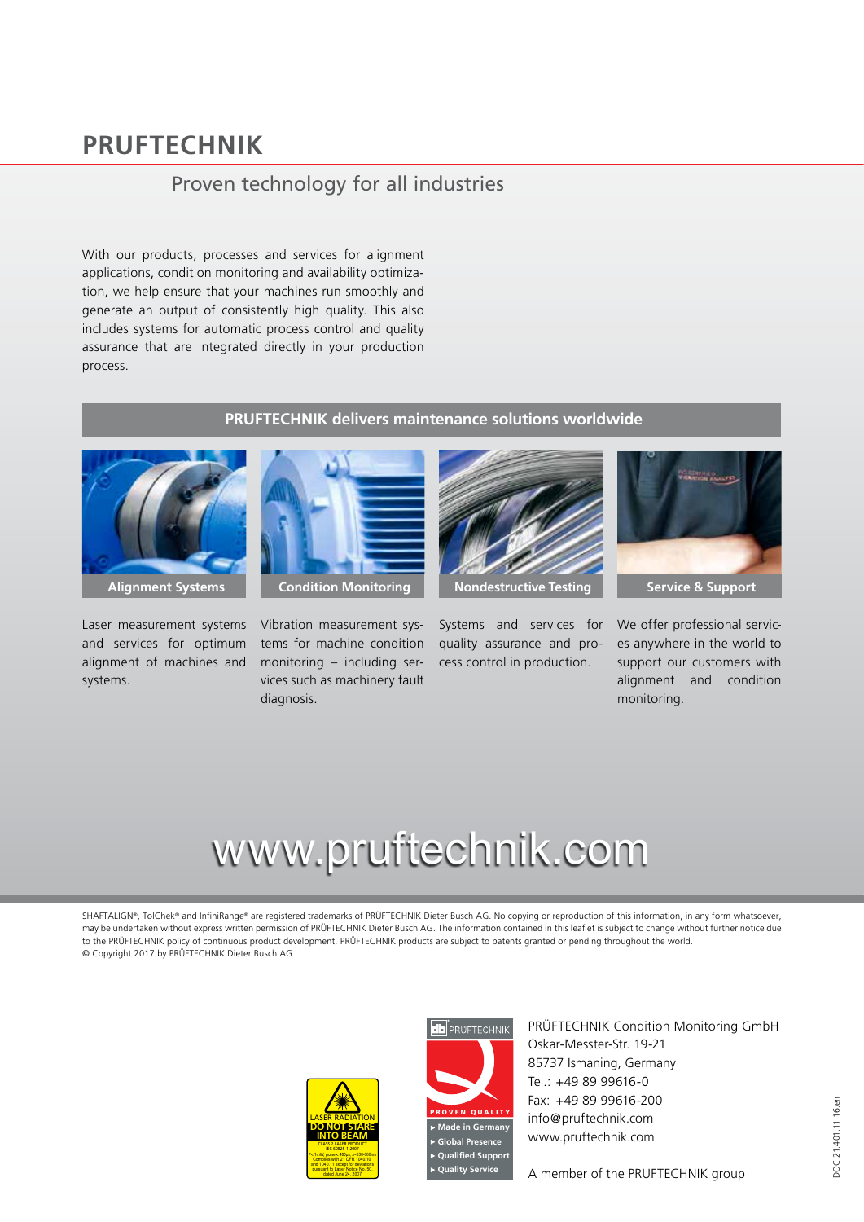# PRUFTECHNIK

## Proven technology for all industries

With our products, processes and services for alignment applications, condition monitoring and availability optimization, we help ensure that your machines run smoothly and generate an output of consistently high quality. This also includes systems for automatic process control and quality assurance that are integrated directly in your production process.

### PRUFTECHNIK delivers maintenance solutions worldwide

**Alignment Systems**

Laser measurement systems and services for optimum alignment of machines and systems.

**Condition Monitoring**

Vibration measurement systems for machine condition monitoring – including services such as machinery fault diagnosis.

**Nondestructive Testing**

Systems and services for quality assurance and process control in production.

**Service & Support**

We offer professional services anywhere in the world to support our customers with alignment and condition monitoring.

www.pruftechnik.com

SHAFTALIGN®, TolChek® and InfiniRange® are registered trademarks of PRÜFTECHNIK Dieter Busch AG. No copying or reproduction of this information, in any form whatsoever, may be undertaken without express written permission of PRÜFTECHNIK Dieter Busch AG. The information contained in this leaflet is subject to change without further notice due to the PRÜFTECHNIK policy of continuous product development. PRÜFTECHNIK products are subject to patents granted or pending throughout the world.
© Copyright 2017 by PRÜFTECHNIK Dieter Busch AG.

LASER RADIATION
DO NOT STARE INTO BEAM
CLASS 2 LASER PRODUCT
IEC 60825-1:2007
P<1mW, pulse<480µs, λ=630-680nm
Complies with 21 CFR 1040.10 and 1040.11 except for deviations pursuant to Laser Notice No. 50, dated June 24, 2007

PRÜFTECHNIK
PROVEN QUALITY
▸ Made in Germany
▸ Global Presence
▸ Qualified Support
▸ Quality Service

PRÜFTECHNIK Condition Monitoring GmbH
Oskar-Messter-Str. 19-21
85737 Ismaning, Germany
Tel.: +49 89 99616-0
Fax: +49 89 99616-200
info@pruftechnik.com
www.pruftechnik.com

A member of the PRUFTECHNIK group

DOC 21.401.11.16.en